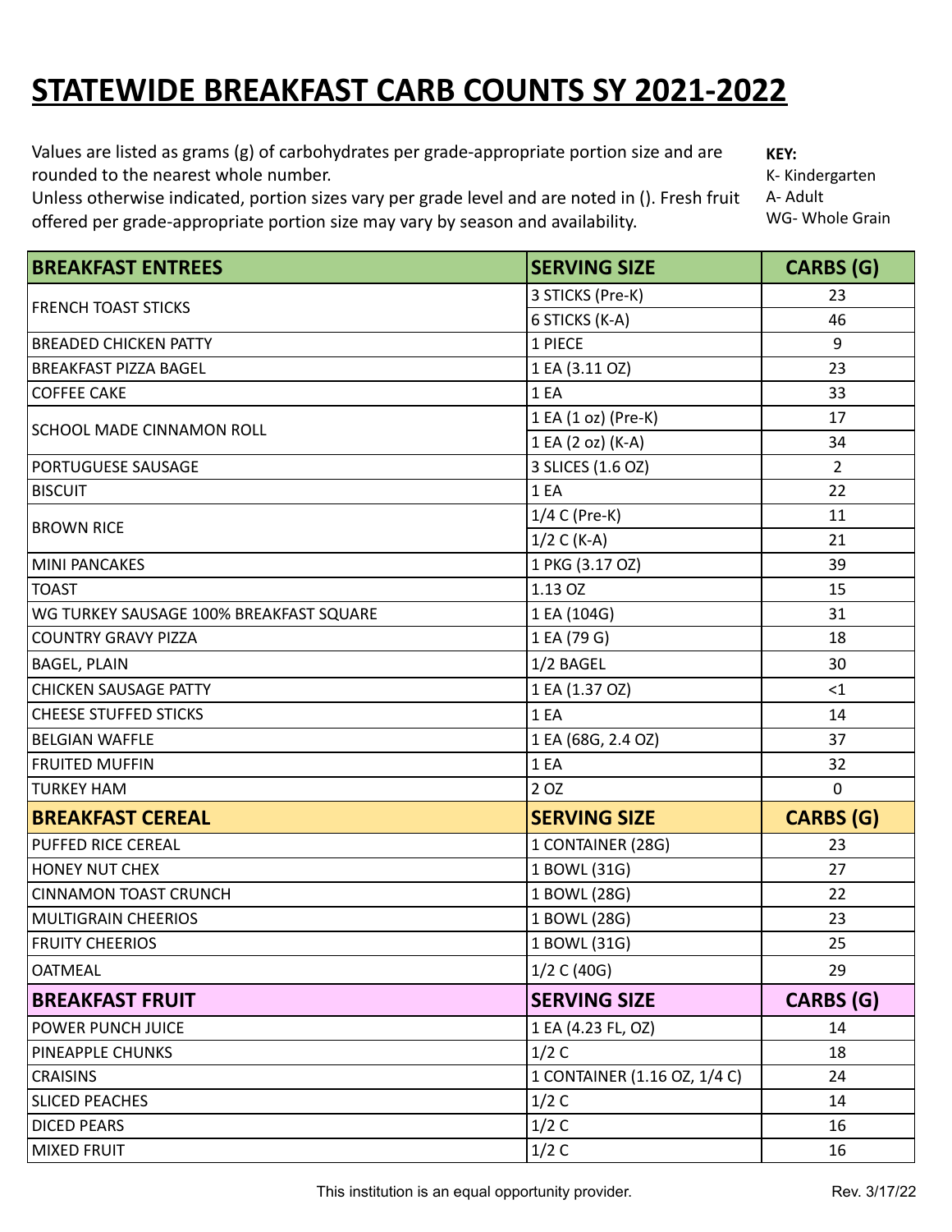# STATEWIDE BREAKFAST CARB COUNTS SY 2021-2022

Values are listed as grams (g) of carbohydrates per grade-appropriate portion size and are rounded to the nearest whole number.
Unless otherwise indicated, portion sizes vary per grade level and are noted in (). Fresh fruit offered per grade-appropriate portion size may vary by season and availability.

**KEY:**
K- Kindergarten
A- Adult
WG- Whole Grain

| BREAKFAST ENTREES | SERVING SIZE | CARBS (G) |
|---|---|---|
| FRENCH TOAST STICKS | 3 STICKS (Pre-K) | 23 |
| | 6 STICKS (K-A) | 46 |
| BREADED CHICKEN PATTY | 1 PIECE | 9 |
| BREAKFAST PIZZA BAGEL | 1 EA (3.11 OZ) | 23 |
| COFFEE CAKE | 1 EA | 33 |
| SCHOOL MADE CINNAMON ROLL | 1 EA (1 oz) (Pre-K) | 17 |
| | 1 EA (2 oz) (K-A) | 34 |
| PORTUGUESE SAUSAGE | 3 SLICES (1.6 OZ) | 2 |
| BISCUIT | 1 EA | 22 |
| BROWN RICE | 1/4 C (Pre-K) | 11 |
| | 1/2 C (K-A) | 21 |
| MINI PANCAKES | 1 PKG (3.17 OZ) | 39 |
| TOAST | 1.13 OZ | 15 |
| WG TURKEY SAUSAGE 100% BREAKFAST SQUARE | 1 EA (104G) | 31 |
| COUNTRY GRAVY PIZZA | 1 EA (79 G) | 18 |
| BAGEL, PLAIN | 1/2 BAGEL | 30 |
| CHICKEN SAUSAGE PATTY | 1 EA (1.37 OZ) | <1 |
| CHEESE STUFFED STICKS | 1 EA | 14 |
| BELGIAN WAFFLE | 1 EA (68G, 2.4 OZ) | 37 |
| FRUITED MUFFIN | 1 EA | 32 |
| TURKEY HAM | 2 OZ | 0 |
| **BREAKFAST CEREAL** | **SERVING SIZE** | **CARBS (G)** |
| PUFFED RICE CEREAL | 1 CONTAINER (28G) | 23 |
| HONEY NUT CHEX | 1 BOWL (31G) | 27 |
| CINNAMON TOAST CRUNCH | 1 BOWL (28G) | 22 |
| MULTIGRAIN CHEERIOS | 1 BOWL (28G) | 23 |
| FRUITY CHEERIOS | 1 BOWL (31G) | 25 |
| OATMEAL | 1/2 C (40G) | 29 |
| **BREAKFAST FRUIT** | **SERVING SIZE** | **CARBS (G)** |
| POWER PUNCH JUICE | 1 EA (4.23 FL, OZ) | 14 |
| PINEAPPLE CHUNKS | 1/2 C | 18 |
| CRAISINS | 1 CONTAINER (1.16 OZ, 1/4 C) | 24 |
| SLICED PEACHES | 1/2 C | 14 |
| DICED PEARS | 1/2 C | 16 |
| MIXED FRUIT | 1/2 C | 16 |

This institution is an equal opportunity provider.

Rev. 3/17/22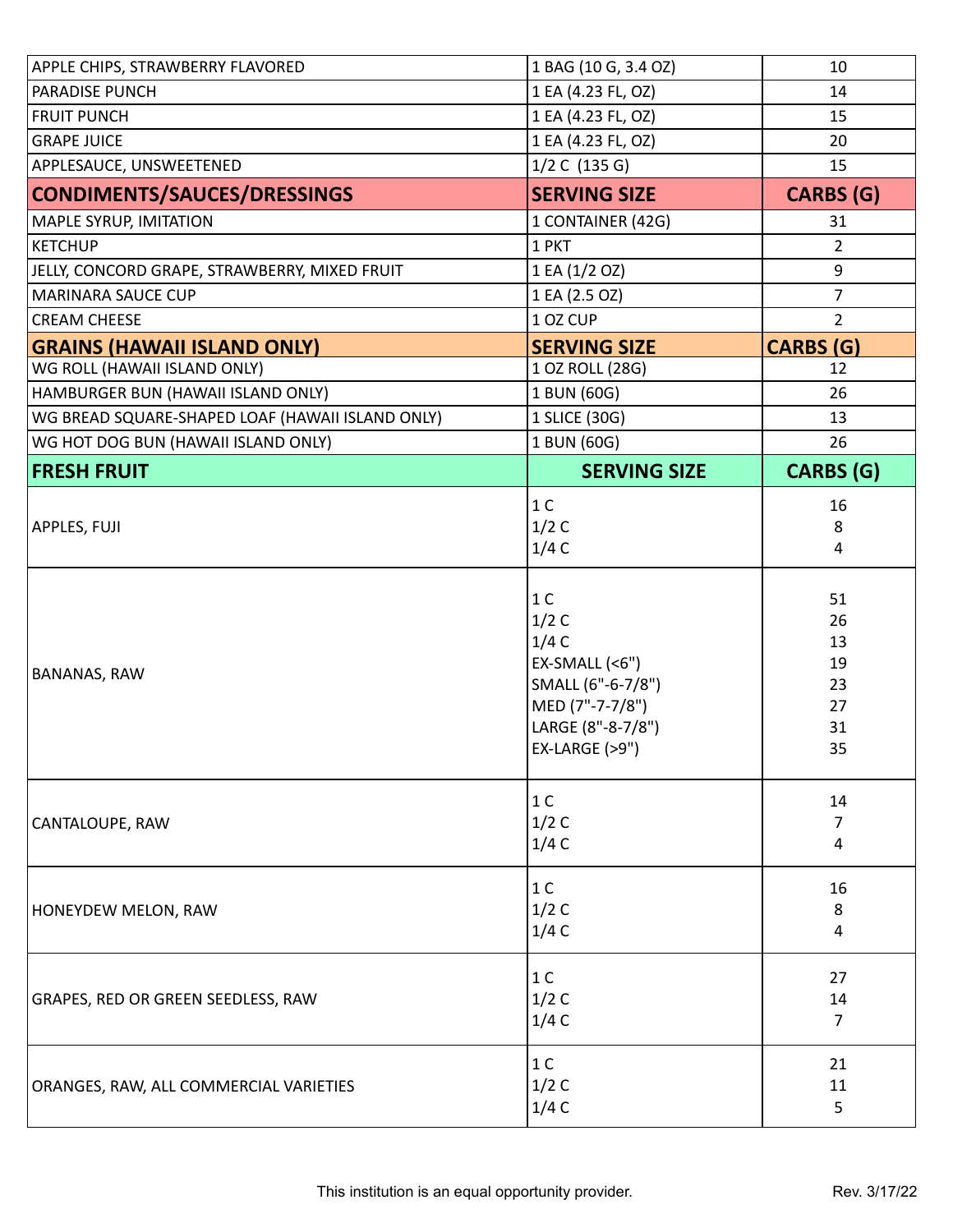| | | |
|---|---|---|
| APPLE CHIPS, STRAWBERRY FLAVORED | 1 BAG (10 G, 3.4 OZ) | 10 |
| PARADISE PUNCH | 1 EA (4.23 FL, OZ) | 14 |
| FRUIT PUNCH | 1 EA (4.23 FL, OZ) | 15 |
| GRAPE JUICE | 1 EA (4.23 FL, OZ) | 20 |
| APPLESAUCE, UNSWEETENED | 1/2 C (135 G) | 15 |
| **CONDIMENTS/SAUCES/DRESSINGS** | **SERVING SIZE** | **CARBS (G)** |
| MAPLE SYRUP, IMITATION | 1 CONTAINER (42G) | 31 |
| KETCHUP | 1 PKT | 2 |
| JELLY, CONCORD GRAPE, STRAWBERRY, MIXED FRUIT | 1 EA (1/2 OZ) | 9 |
| MARINARA SAUCE CUP | 1 EA (2.5 OZ) | 7 |
| CREAM CHEESE | 1 OZ CUP | 2 |
| **GRAINS (HAWAII ISLAND ONLY)** | **SERVING SIZE** | **CARBS (G)** |
| WG ROLL (HAWAII ISLAND ONLY) | 1 OZ ROLL (28G) | 12 |
| HAMBURGER BUN (HAWAII ISLAND ONLY) | 1 BUN (60G) | 26 |
| WG BREAD SQUARE-SHAPED LOAF (HAWAII ISLAND ONLY) | 1 SLICE (30G) | 13 |
| WG HOT DOG BUN (HAWAII ISLAND ONLY) | 1 BUN (60G) | 26 |
| **FRESH FRUIT** | **SERVING SIZE** | **CARBS (G)** |
| APPLES, FUJI | 1 C<br>1/2 C<br>1/4 C | 16<br>8<br>4 |
| BANANAS, RAW | 1 C<br>1/2 C<br>1/4 C<br>EX-SMALL (<6")<br>SMALL (6"-6-7/8")<br>MED (7"-7-7/8")<br>LARGE (8"-8-7/8")<br>EX-LARGE (>9") | 51<br>26<br>13<br>19<br>23<br>27<br>31<br>35 |
| CANTALOUPE, RAW | 1 C<br>1/2 C<br>1/4 C | 14<br>7<br>4 |
| HONEYDEW MELON, RAW | 1 C<br>1/2 C<br>1/4 C | 16<br>8<br>4 |
| GRAPES, RED OR GREEN SEEDLESS, RAW | 1 C<br>1/2 C<br>1/4 C | 27<br>14<br>7 |
| ORANGES, RAW, ALL COMMERCIAL VARIETIES | 1 C<br>1/2 C<br>1/4 C | 21<br>11<br>5 |

This institution is an equal opportunity provider.

Rev. 3/17/22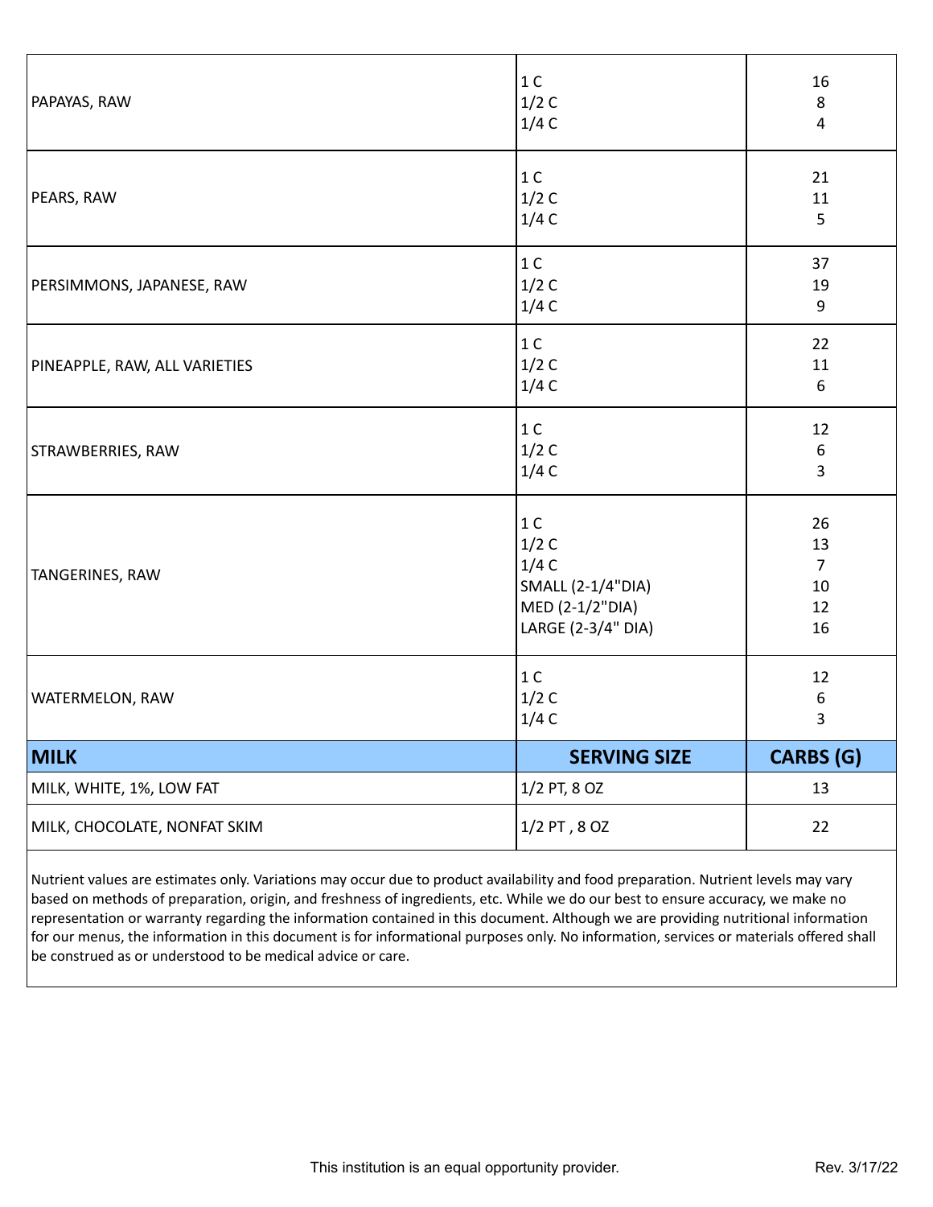| | | |
|---|---|---|
| PAPAYAS, RAW | 1 C<br>1/2 C<br>1/4 C | 16<br>8<br>4 |
| PEARS, RAW | 1 C<br>1/2 C<br>1/4 C | 21<br>11<br>5 |
| PERSIMMONS, JAPANESE, RAW | 1 C<br>1/2 C<br>1/4 C | 37<br>19<br>9 |
| PINEAPPLE, RAW, ALL VARIETIES | 1 C<br>1/2 C<br>1/4 C | 22<br>11<br>6 |
| STRAWBERRIES, RAW | 1 C<br>1/2 C<br>1/4 C | 12<br>6<br>3 |
| TANGERINES, RAW | 1 C<br>1/2 C<br>1/4 C<br>SMALL (2-1/4"DIA)<br>MED (2-1/2"DIA)<br>LARGE (2-3/4" DIA) | 26<br>13<br>7<br>10<br>12<br>16 |
| WATERMELON, RAW | 1 C<br>1/2 C<br>1/4 C | 12<br>6<br>3 |
| **MILK** | **SERVING SIZE** | **CARBS (G)** |
| MILK, WHITE, 1%, LOW FAT | 1/2 PT, 8 OZ | 13 |
| MILK, CHOCOLATE, NONFAT SKIM | 1/2 PT , 8 OZ | 22 |

Nutrient values are estimates only. Variations may occur due to product availability and food preparation. Nutrient levels may vary based on methods of preparation, origin, and freshness of ingredients, etc. While we do our best to ensure accuracy, we make no representation or warranty regarding the information contained in this document. Although we are providing nutritional information for our menus, the information in this document is for informational purposes only. No information, services or materials offered shall be construed as or understood to be medical advice or care.

This institution is an equal opportunity provider.

Rev. 3/17/22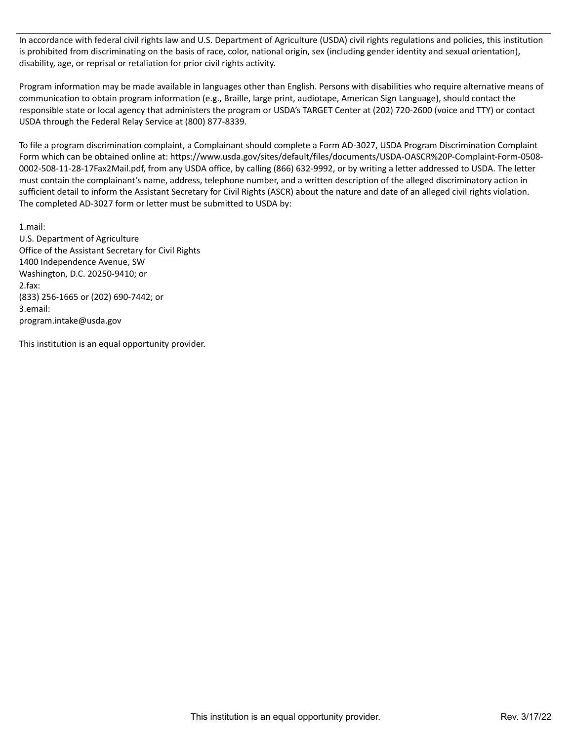In accordance with federal civil rights law and U.S. Department of Agriculture (USDA) civil rights regulations and policies, this institution is prohibited from discriminating on the basis of race, color, national origin, sex (including gender identity and sexual orientation), disability, age, or reprisal or retaliation for prior civil rights activity.

Program information may be made available in languages other than English. Persons with disabilities who require alternative means of communication to obtain program information (e.g., Braille, large print, audiotape, American Sign Language), should contact the responsible state or local agency that administers the program or USDA's TARGET Center at (202) 720-2600 (voice and TTY) or contact USDA through the Federal Relay Service at (800) 877-8339.

To file a program discrimination complaint, a Complainant should complete a Form AD-3027, USDA Program Discrimination Complaint Form which can be obtained online at: https://www.usda.gov/sites/default/files/documents/USDA-OASCR%20P-Complaint-Form-0508-0002-508-11-28-17Fax2Mail.pdf, from any USDA office, by calling (866) 632-9992, or by writing a letter addressed to USDA. The letter must contain the complainant's name, address, telephone number, and a written description of the alleged discriminatory action in sufficient detail to inform the Assistant Secretary for Civil Rights (ASCR) about the nature and date of an alleged civil rights violation. The completed AD-3027 form or letter must be submitted to USDA by:

1.mail:
U.S. Department of Agriculture
Office of the Assistant Secretary for Civil Rights
1400 Independence Avenue, SW
Washington, D.C. 20250-9410; or
2.fax:
(833) 256-1665 or (202) 690-7442; or
3.email:
program.intake@usda.gov

This institution is an equal opportunity provider.